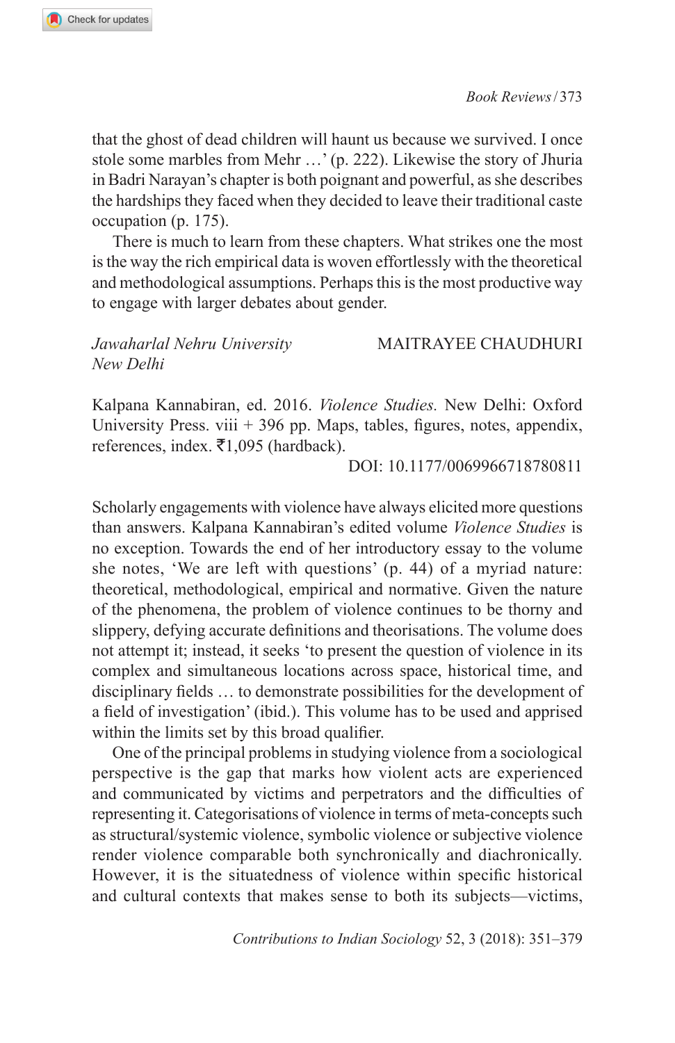that the ghost of dead children will haunt us because we survived. I once stole some marbles from Mehr …' (p. 222). Likewise the story of Jhuria in Badri Narayan's chapter is both poignant and powerful, as she describes the hardships they faced when they decided to leave their traditional caste occupation (p. 175).

There is much to learn from these chapters. What strikes one the most is the way the rich empirical data is woven effortlessly with the theoretical and methodological assumptions. Perhaps this is the most productive way to engage with larger debates about gender.

*Jawaharlal Nehru University*
*New Delhi*

MAITRAYEE CHAUDHURI

Kalpana Kannabiran, ed. 2016. *Violence Studies.* New Delhi: Oxford University Press. viii + 396 pp. Maps, tables, figures, notes, appendix, references, index. ₹1,095 (hardback).

DOI: 10.1177/0069966718780811

Scholarly engagements with violence have always elicited more questions than answers. Kalpana Kannabiran's edited volume *Violence Studies* is no exception. Towards the end of her introductory essay to the volume she notes, 'We are left with questions' (p. 44) of a myriad nature: theoretical, methodological, empirical and normative. Given the nature of the phenomena, the problem of violence continues to be thorny and slippery, defying accurate definitions and theorisations. The volume does not attempt it; instead, it seeks 'to present the question of violence in its complex and simultaneous locations across space, historical time, and disciplinary fields … to demonstrate possibilities for the development of a field of investigation' (ibid.). This volume has to be used and apprised within the limits set by this broad qualifier.

One of the principal problems in studying violence from a sociological perspective is the gap that marks how violent acts are experienced and communicated by victims and perpetrators and the difficulties of representing it. Categorisations of violence in terms of meta-concepts such as structural/systemic violence, symbolic violence or subjective violence render violence comparable both synchronically and diachronically. However, it is the situatedness of violence within specific historical and cultural contexts that makes sense to both its subjects—victims,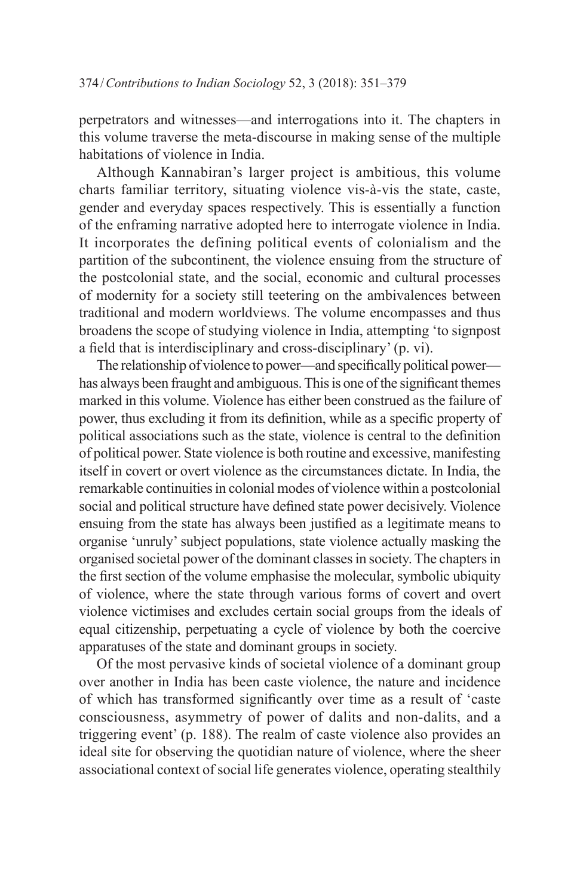perpetrators and witnesses—and interrogations into it. The chapters in this volume traverse the meta-discourse in making sense of the multiple habitations of violence in India.

Although Kannabiran's larger project is ambitious, this volume charts familiar territory, situating violence vis-à-vis the state, caste, gender and everyday spaces respectively. This is essentially a function of the enframing narrative adopted here to interrogate violence in India. It incorporates the defining political events of colonialism and the partition of the subcontinent, the violence ensuing from the structure of the postcolonial state, and the social, economic and cultural processes of modernity for a society still teetering on the ambivalences between traditional and modern worldviews. The volume encompasses and thus broadens the scope of studying violence in India, attempting 'to signpost a field that is interdisciplinary and cross-disciplinary' (p. vi).

The relationship of violence to power—and specifically political power—has always been fraught and ambiguous. This is one of the significant themes marked in this volume. Violence has either been construed as the failure of power, thus excluding it from its definition, while as a specific property of political associations such as the state, violence is central to the definition of political power. State violence is both routine and excessive, manifesting itself in covert or overt violence as the circumstances dictate. In India, the remarkable continuities in colonial modes of violence within a postcolonial social and political structure have defined state power decisively. Violence ensuing from the state has always been justified as a legitimate means to organise 'unruly' subject populations, state violence actually masking the organised societal power of the dominant classes in society. The chapters in the first section of the volume emphasise the molecular, symbolic ubiquity of violence, where the state through various forms of covert and overt violence victimises and excludes certain social groups from the ideals of equal citizenship, perpetuating a cycle of violence by both the coercive apparatuses of the state and dominant groups in society.

Of the most pervasive kinds of societal violence of a dominant group over another in India has been caste violence, the nature and incidence of which has transformed significantly over time as a result of 'caste consciousness, asymmetry of power of dalits and non-dalits, and a triggering event' (p. 188). The realm of caste violence also provides an ideal site for observing the quotidian nature of violence, where the sheer associational context of social life generates violence, operating stealthily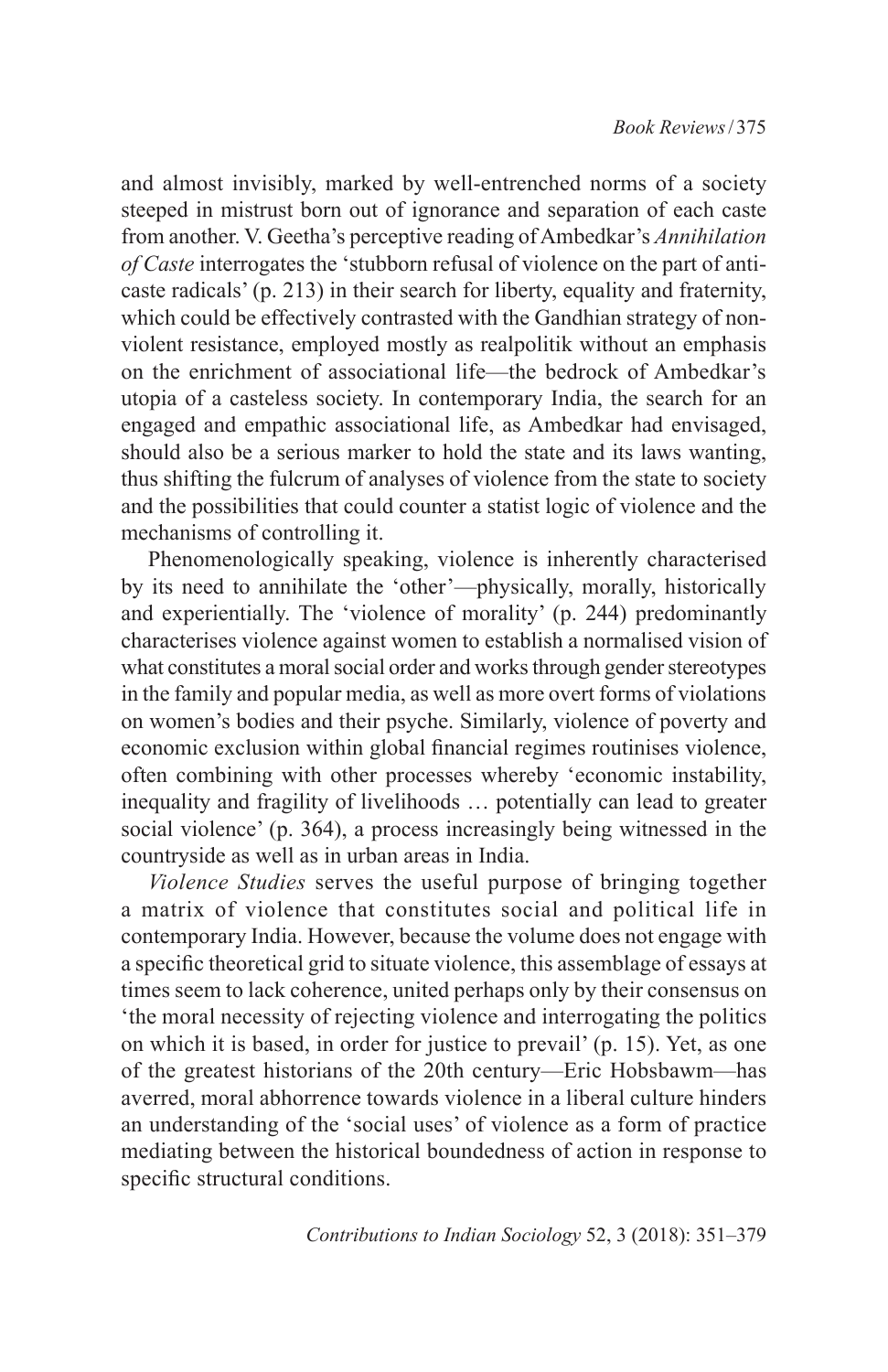and almost invisibly, marked by well-entrenched norms of a society steeped in mistrust born out of ignorance and separation of each caste from another. V. Geetha's perceptive reading of Ambedkar's *Annihilation of Caste* interrogates the 'stubborn refusal of violence on the part of anti-caste radicals' (p. 213) in their search for liberty, equality and fraternity, which could be effectively contrasted with the Gandhian strategy of non-violent resistance, employed mostly as realpolitik without an emphasis on the enrichment of associational life—the bedrock of Ambedkar's utopia of a casteless society. In contemporary India, the search for an engaged and empathic associational life, as Ambedkar had envisaged, should also be a serious marker to hold the state and its laws wanting, thus shifting the fulcrum of analyses of violence from the state to society and the possibilities that could counter a statist logic of violence and the mechanisms of controlling it.

Phenomenologically speaking, violence is inherently characterised by its need to annihilate the 'other'—physically, morally, historically and experientially. The 'violence of morality' (p. 244) predominantly characterises violence against women to establish a normalised vision of what constitutes a moral social order and works through gender stereotypes in the family and popular media, as well as more overt forms of violations on women's bodies and their psyche. Similarly, violence of poverty and economic exclusion within global financial regimes routinises violence, often combining with other processes whereby 'economic instability, inequality and fragility of livelihoods … potentially can lead to greater social violence' (p. 364), a process increasingly being witnessed in the countryside as well as in urban areas in India.

*Violence Studies* serves the useful purpose of bringing together a matrix of violence that constitutes social and political life in contemporary India. However, because the volume does not engage with a specific theoretical grid to situate violence, this assemblage of essays at times seem to lack coherence, united perhaps only by their consensus on 'the moral necessity of rejecting violence and interrogating the politics on which it is based, in order for justice to prevail' (p. 15). Yet, as one of the greatest historians of the 20th century—Eric Hobsbawm—has averred, moral abhorrence towards violence in a liberal culture hinders an understanding of the 'social uses' of violence as a form of practice mediating between the historical boundedness of action in response to specific structural conditions.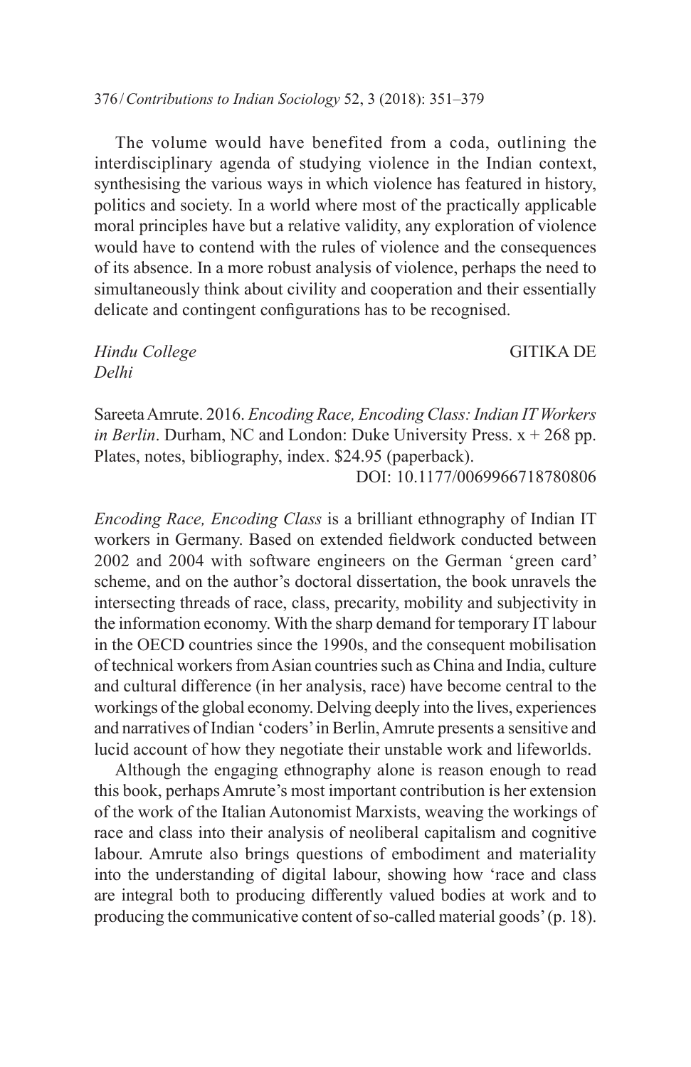The volume would have benefited from a coda, outlining the interdisciplinary agenda of studying violence in the Indian context, synthesising the various ways in which violence has featured in history, politics and society. In a world where most of the practically applicable moral principles have but a relative validity, any exploration of violence would have to contend with the rules of violence and the consequences of its absence. In a more robust analysis of violence, perhaps the need to simultaneously think about civility and cooperation and their essentially delicate and contingent configurations has to be recognised.

*Hindu College*
*Delhi*

GITIKA DE

Sareeta Amrute. 2016. *Encoding Race, Encoding Class: Indian IT Workers in Berlin*. Durham, NC and London: Duke University Press. x + 268 pp. Plates, notes, bibliography, index. $24.95 (paperback).
DOI: 10.1177/0069966718780806

*Encoding Race, Encoding Class* is a brilliant ethnography of Indian IT workers in Germany. Based on extended fieldwork conducted between 2002 and 2004 with software engineers on the German 'green card' scheme, and on the author's doctoral dissertation, the book unravels the intersecting threads of race, class, precarity, mobility and subjectivity in the information economy. With the sharp demand for temporary IT labour in the OECD countries since the 1990s, and the consequent mobilisation of technical workers from Asian countries such as China and India, culture and cultural difference (in her analysis, race) have become central to the workings of the global economy. Delving deeply into the lives, experiences and narratives of Indian 'coders' in Berlin, Amrute presents a sensitive and lucid account of how they negotiate their unstable work and lifeworlds.

Although the engaging ethnography alone is reason enough to read this book, perhaps Amrute's most important contribution is her extension of the work of the Italian Autonomist Marxists, weaving the workings of race and class into their analysis of neoliberal capitalism and cognitive labour. Amrute also brings questions of embodiment and materiality into the understanding of digital labour, showing how 'race and class are integral both to producing differently valued bodies at work and to producing the communicative content of so-called material goods' (p. 18).